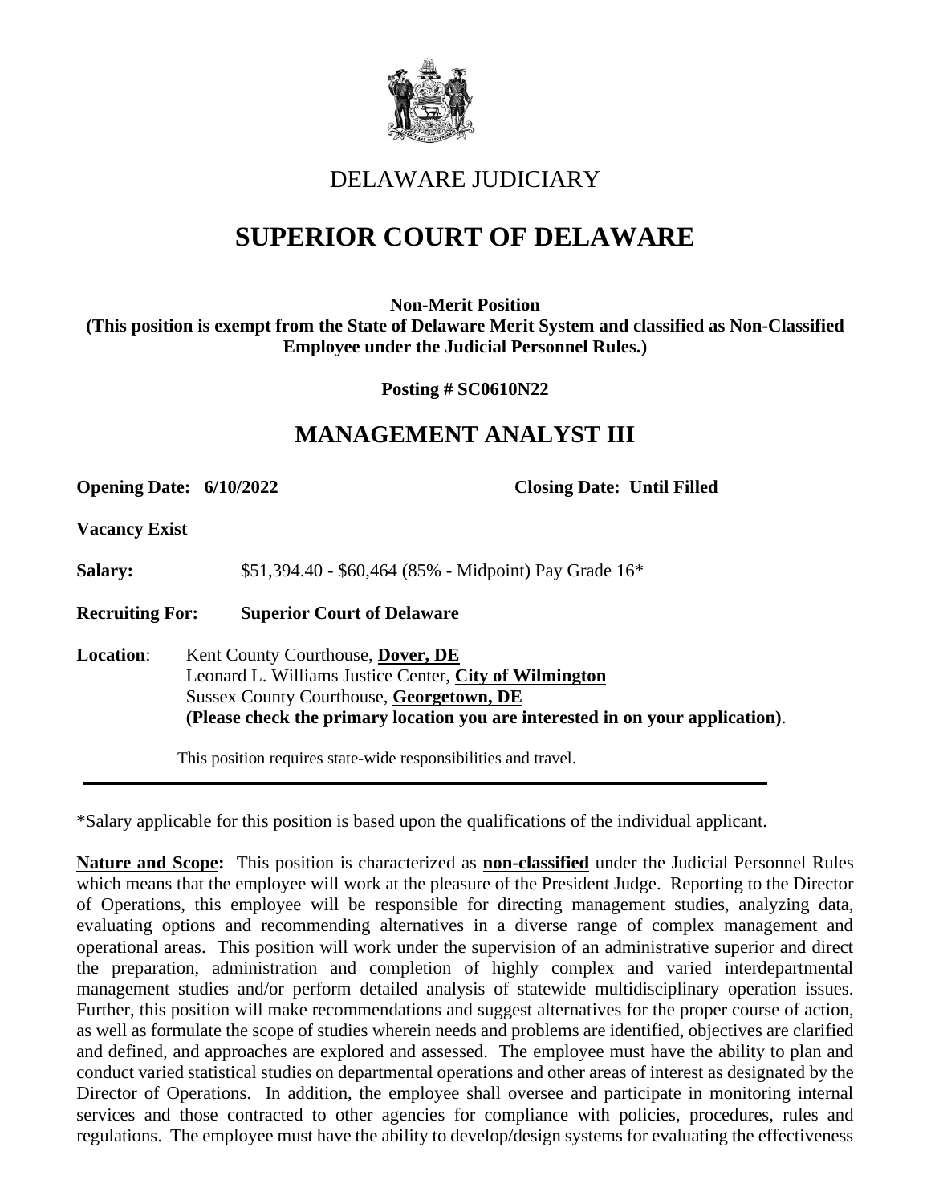# DELAWARE JUDICIARY

# SUPERIOR COURT OF DELAWARE

**Non-Merit Position**
**(This position is exempt from the State of Delaware Merit System and classified as Non-Classified Employee under the Judicial Personnel Rules.)**

**Posting # SC0610N22**

## MANAGEMENT ANALYST III

**Opening Date: 6/10/2022** **Closing Date: Until Filled**

**Vacancy Exist**

**Salary:** $51,394.40 - $60,464 (85% - Midpoint) Pay Grade 16*

**Recruiting For:** **Superior Court of Delaware**

**Location**: Kent County Courthouse, **Dover, DE**
Leonard L. Williams Justice Center, **City of Wilmington**
Sussex County Courthouse, **Georgetown, DE**
**(Please check the primary location you are interested in on your application)**.

This position requires state-wide responsibilities and travel.

---

*Salary applicable for this position is based upon the qualifications of the individual applicant.

**Nature and Scope:** This position is characterized as **non-classified** under the Judicial Personnel Rules which means that the employee will work at the pleasure of the President Judge. Reporting to the Director of Operations, this employee will be responsible for directing management studies, analyzing data, evaluating options and recommending alternatives in a diverse range of complex management and operational areas. This position will work under the supervision of an administrative superior and direct the preparation, administration and completion of highly complex and varied interdepartmental management studies and/or perform detailed analysis of statewide multidisciplinary operation issues. Further, this position will make recommendations and suggest alternatives for the proper course of action, as well as formulate the scope of studies wherein needs and problems are identified, objectives are clarified and defined, and approaches are explored and assessed. The employee must have the ability to plan and conduct varied statistical studies on departmental operations and other areas of interest as designated by the Director of Operations. In addition, the employee shall oversee and participate in monitoring internal services and those contracted to other agencies for compliance with policies, procedures, rules and regulations. The employee must have the ability to develop/design systems for evaluating the effectiveness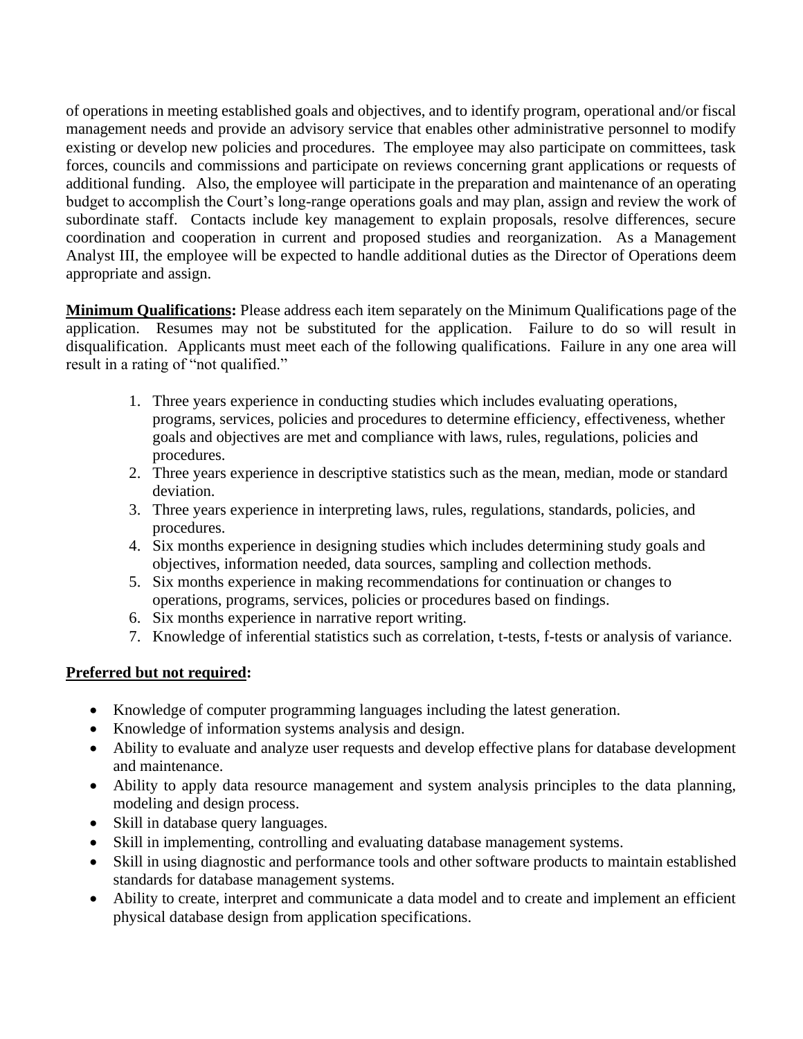of operations in meeting established goals and objectives, and to identify program, operational and/or fiscal management needs and provide an advisory service that enables other administrative personnel to modify existing or develop new policies and procedures. The employee may also participate on committees, task forces, councils and commissions and participate on reviews concerning grant applications or requests of additional funding. Also, the employee will participate in the preparation and maintenance of an operating budget to accomplish the Court's long-range operations goals and may plan, assign and review the work of subordinate staff. Contacts include key management to explain proposals, resolve differences, secure coordination and cooperation in current and proposed studies and reorganization. As a Management Analyst III, the employee will be expected to handle additional duties as the Director of Operations deem appropriate and assign.

**Minimum Qualifications:** Please address each item separately on the Minimum Qualifications page of the application. Resumes may not be substituted for the application. Failure to do so will result in disqualification. Applicants must meet each of the following qualifications. Failure in any one area will result in a rating of "not qualified."

1. Three years experience in conducting studies which includes evaluating operations, programs, services, policies and procedures to determine efficiency, effectiveness, whether goals and objectives are met and compliance with laws, rules, regulations, policies and procedures.
2. Three years experience in descriptive statistics such as the mean, median, mode or standard deviation.
3. Three years experience in interpreting laws, rules, regulations, standards, policies, and procedures.
4. Six months experience in designing studies which includes determining study goals and objectives, information needed, data sources, sampling and collection methods.
5. Six months experience in making recommendations for continuation or changes to operations, programs, services, policies or procedures based on findings.
6. Six months experience in narrative report writing.
7. Knowledge of inferential statistics such as correlation, t-tests, f-tests or analysis of variance.

**Preferred but not required:**

- Knowledge of computer programming languages including the latest generation.
- Knowledge of information systems analysis and design.
- Ability to evaluate and analyze user requests and develop effective plans for database development and maintenance.
- Ability to apply data resource management and system analysis principles to the data planning, modeling and design process.
- Skill in database query languages.
- Skill in implementing, controlling and evaluating database management systems.
- Skill in using diagnostic and performance tools and other software products to maintain established standards for database management systems.
- Ability to create, interpret and communicate a data model and to create and implement an efficient physical database design from application specifications.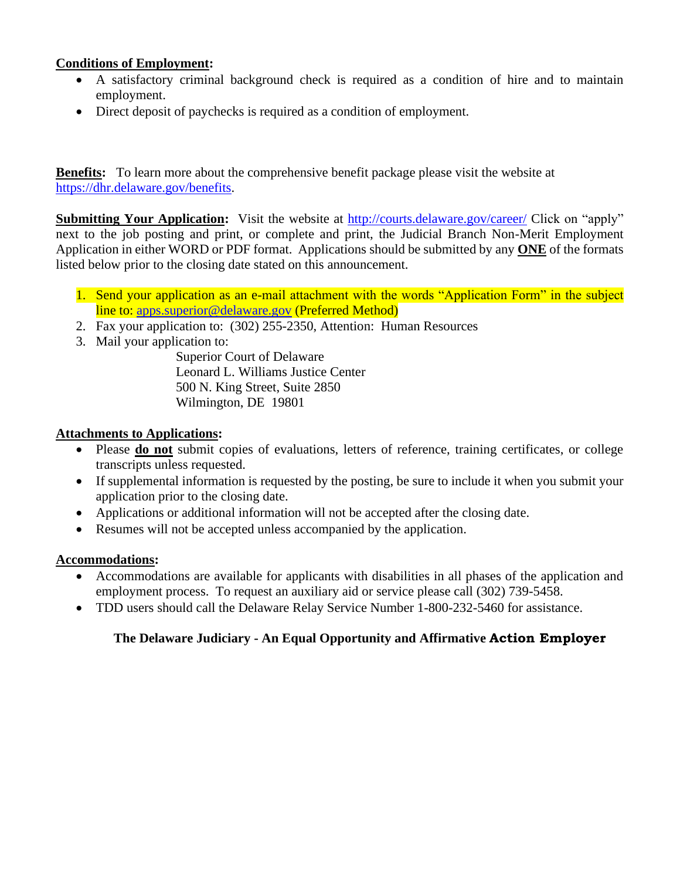**Conditions of Employment:**

- A satisfactory criminal background check is required as a condition of hire and to maintain employment.
- Direct deposit of paychecks is required as a condition of employment.

**Benefits:** To learn more about the comprehensive benefit package please visit the website at https://dhr.delaware.gov/benefits.

**Submitting Your Application:** Visit the website at http://courts.delaware.gov/career/ Click on "apply" next to the job posting and print, or complete and print, the Judicial Branch Non-Merit Employment Application in either WORD or PDF format. Applications should be submitted by any **ONE** of the formats listed below prior to the closing date stated on this announcement.

1. Send your application as an e-mail attachment with the words "Application Form" in the subject line to: apps.superior@delaware.gov (Preferred Method)
2. Fax your application to: (302) 255-2350, Attention: Human Resources
3. Mail your application to:

   Superior Court of Delaware
   Leonard L. Williams Justice Center
   500 N. King Street, Suite 2850
   Wilmington, DE 19801

**Attachments to Applications:**

- Please **do not** submit copies of evaluations, letters of reference, training certificates, or college transcripts unless requested.
- If supplemental information is requested by the posting, be sure to include it when you submit your application prior to the closing date.
- Applications or additional information will not be accepted after the closing date.
- Resumes will not be accepted unless accompanied by the application.

**Accommodations:**

- Accommodations are available for applicants with disabilities in all phases of the application and employment process. To request an auxiliary aid or service please call (302) 739-5458.
- TDD users should call the Delaware Relay Service Number 1-800-232-5460 for assistance.

**The Delaware Judiciary - An Equal Opportunity and Affirmative Action Employer**